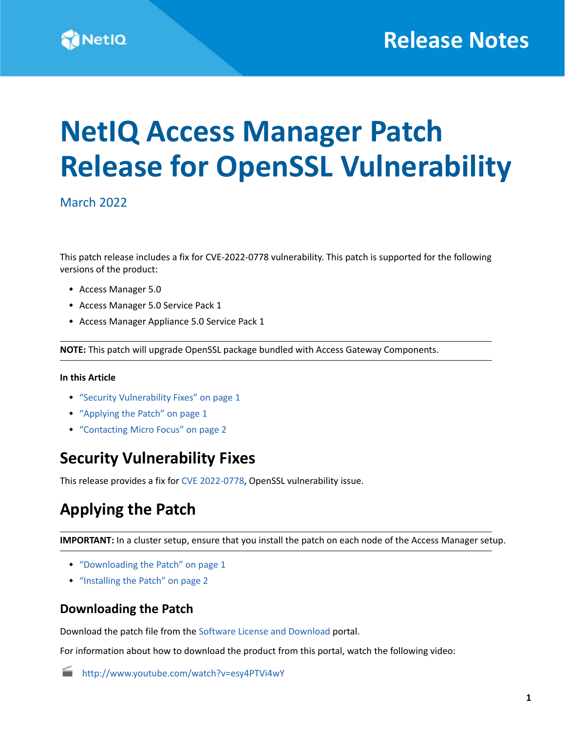Release Notes

# NetIQ Access Manager Patch Release for OpenSSL Vulnerability

March 2022

This patch release includes a fix for CVE-2022-0778 vulnerability. This patch is supported for the following versions of the product:

- Access Manager 5.0
- Access Manager 5.0 Service Pack 1
- Access Manager Appliance 5.0 Service Pack 1

**NOTE:** This patch will upgrade OpenSSL package bundled with Access Gateway Components.

**In this Article**

- "Security Vulnerability Fixes" on page 1
- "Applying the Patch" on page 1
- "Contacting Micro Focus" on page 2

## Security Vulnerability Fixes

This release provides a fix for CVE 2022-0778, OpenSSL vulnerability issue.

## Applying the Patch

**IMPORTANT:** In a cluster setup, ensure that you install the patch on each node of the Access Manager setup.

- "Downloading the Patch" on page 1
- "Installing the Patch" on page 2

### Downloading the Patch

Download the patch file from the Software License and Download portal.

For information about how to download the product from this portal, watch the following video:

http://www.youtube.com/watch?v=esy4PTVi4wY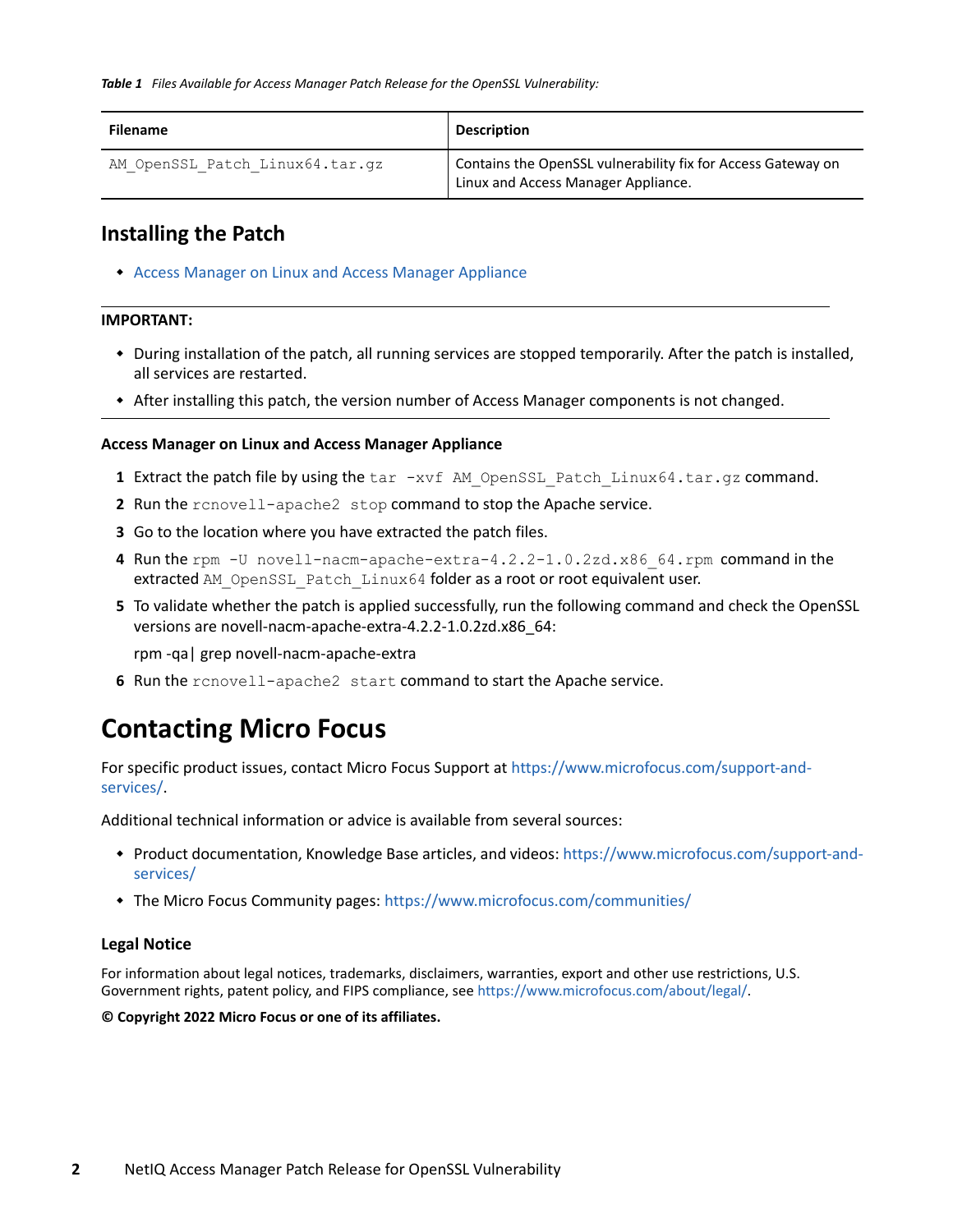*Table 1 Files Available for Access Manager Patch Release for the OpenSSL Vulnerability:*

| Filename | Description |
| --- | --- |
| AM_OpenSSL_Patch_Linux64.tar.gz | Contains the OpenSSL vulnerability fix for Access Gateway on Linux and Access Manager Appliance. |

## Installing the Patch

- Access Manager on Linux and Access Manager Appliance

---

**IMPORTANT:**

- During installation of the patch, all running services are stopped temporarily. After the patch is installed, all services are restarted.
- After installing this patch, the version number of Access Manager components is not changed.

---

### Access Manager on Linux and Access Manager Appliance

1. Extract the patch file by using the `tar -xvf AM_OpenSSL_Patch_Linux64.tar.gz` command.
2. Run the `rcnovell-apache2 stop` command to stop the Apache service.
3. Go to the location where you have extracted the patch files.
4. Run the `rpm -U novell-nacm-apache-extra-4.2.2-1.0.2zd.x86_64.rpm` command in the extracted `AM_OpenSSL_Patch_Linux64` folder as a root or root equivalent user.
5. To validate whether the patch is applied successfully, run the following command and check the OpenSSL versions are novell-nacm-apache-extra-4.2.2-1.0.2zd.x86_64:

   rpm -qa| grep novell-nacm-apache-extra
6. Run the `rcnovell-apache2 start` command to start the Apache service.

# Contacting Micro Focus

For specific product issues, contact Micro Focus Support at https://www.microfocus.com/support-and-services/.

Additional technical information or advice is available from several sources:

- Product documentation, Knowledge Base articles, and videos: https://www.microfocus.com/support-and-services/
- The Micro Focus Community pages: https://www.microfocus.com/communities/

### Legal Notice

For information about legal notices, trademarks, disclaimers, warranties, export and other use restrictions, U.S. Government rights, patent policy, and FIPS compliance, see https://www.microfocus.com/about/legal/.

**© Copyright 2022 Micro Focus or one of its affiliates.**